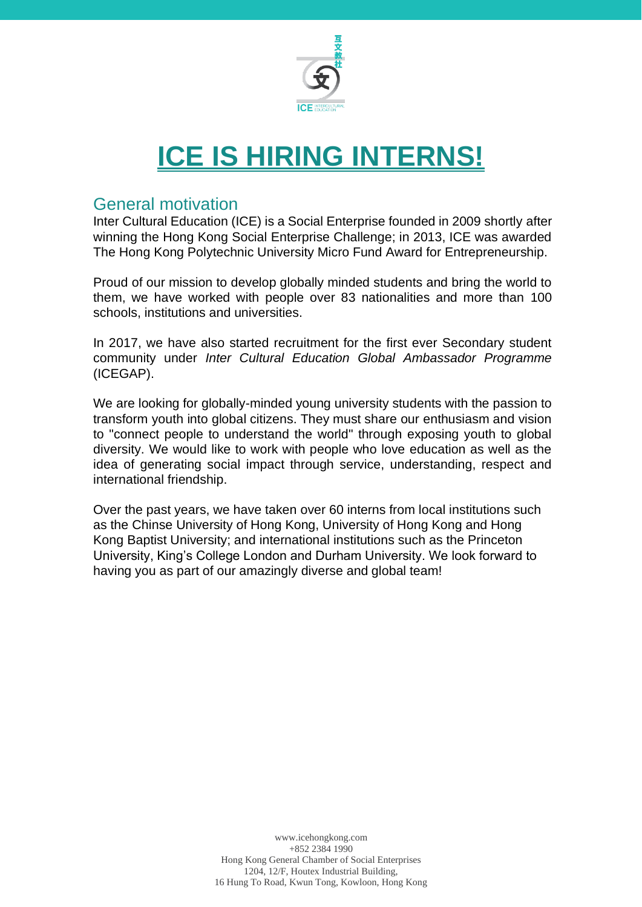# ICE IS HIRING INTERNS!

## General motivation

Inter Cultural Education (ICE) is a Social Enterprise founded in 2009 shortly after winning the Hong Kong Social Enterprise Challenge; in 2013, ICE was awarded The Hong Kong Polytechnic University Micro Fund Award for Entrepreneurship.

Proud of our mission to develop globally minded students and bring the world to them, we have worked with people over 83 nationalities and more than 100 schools, institutions and universities.

In 2017, we have also started recruitment for the first ever Secondary student community under *Inter Cultural Education Global Ambassador Programme* (ICEGAP).

We are looking for globally-minded young university students with the passion to transform youth into global citizens. They must share our enthusiasm and vision to "connect people to understand the world" through exposing youth to global diversity. We would like to work with people who love education as well as the idea of generating social impact through service, understanding, respect and international friendship.

Over the past years, we have taken over 60 interns from local institutions such as the Chinse University of Hong Kong, University of Hong Kong and Hong Kong Baptist University; and international institutions such as the Princeton University, King's College London and Durham University. We look forward to having you as part of our amazingly diverse and global team!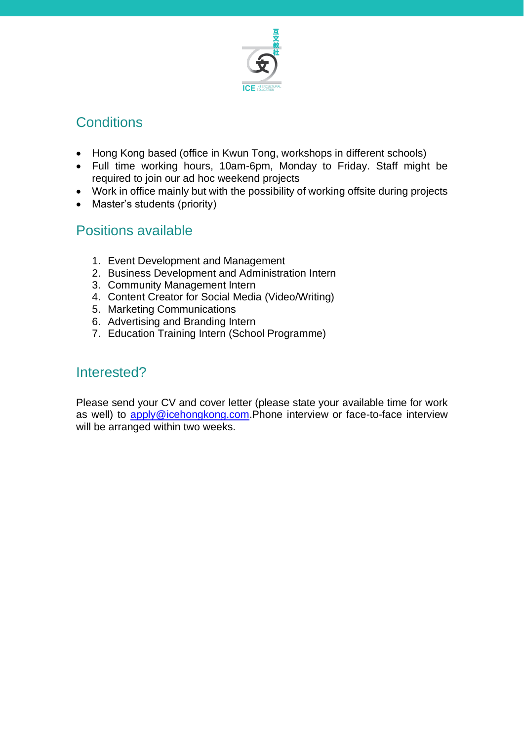## Conditions

- Hong Kong based (office in Kwun Tong, workshops in different schools)
- Full time working hours, 10am-6pm, Monday to Friday. Staff might be required to join our ad hoc weekend projects
- Work in office mainly but with the possibility of working offsite during projects
- Master's students (priority)

## Positions available

1. Event Development and Management
2. Business Development and Administration Intern
3. Community Management Intern
4. Content Creator for Social Media (Video/Writing)
5. Marketing Communications
6. Advertising and Branding Intern
7. Education Training Intern (School Programme)

## Interested?

Please send your CV and cover letter (please state your available time for work as well) to apply@icehongkong.com.Phone interview or face-to-face interview will be arranged within two weeks.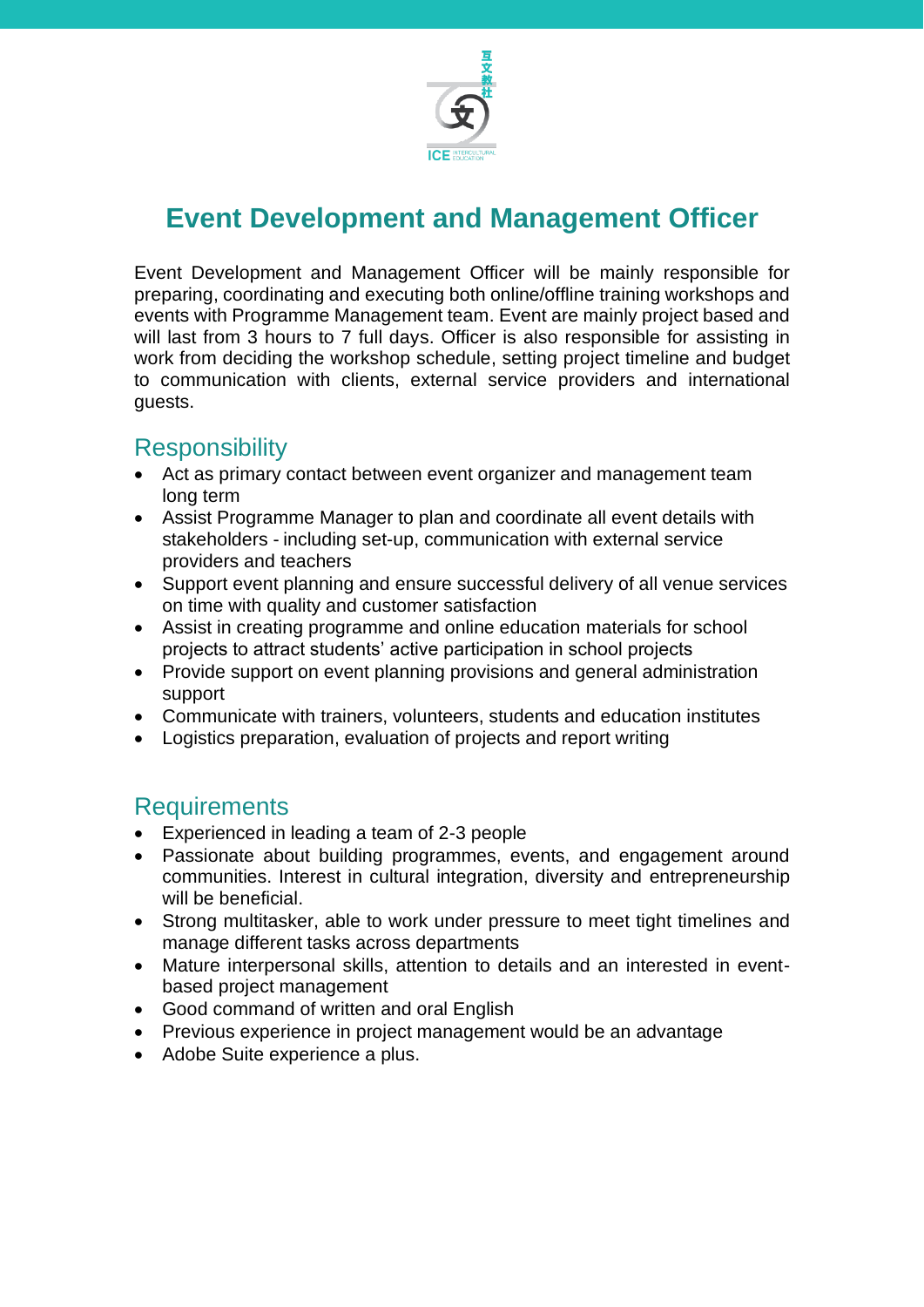# Event Development and Management Officer

Event Development and Management Officer will be mainly responsible for preparing, coordinating and executing both online/offline training workshops and events with Programme Management team. Event are mainly project based and will last from 3 hours to 7 full days. Officer is also responsible for assisting in work from deciding the workshop schedule, setting project timeline and budget to communication with clients, external service providers and international guests.

## Responsibility

- Act as primary contact between event organizer and management team long term
- Assist Programme Manager to plan and coordinate all event details with stakeholders - including set-up, communication with external service providers and teachers
- Support event planning and ensure successful delivery of all venue services on time with quality and customer satisfaction
- Assist in creating programme and online education materials for school projects to attract students' active participation in school projects
- Provide support on event planning provisions and general administration support
- Communicate with trainers, volunteers, students and education institutes
- Logistics preparation, evaluation of projects and report writing

## Requirements

- Experienced in leading a team of 2-3 people
- Passionate about building programmes, events, and engagement around communities. Interest in cultural integration, diversity and entrepreneurship will be beneficial.
- Strong multitasker, able to work under pressure to meet tight timelines and manage different tasks across departments
- Mature interpersonal skills, attention to details and an interested in event-based project management
- Good command of written and oral English
- Previous experience in project management would be an advantage
- Adobe Suite experience a plus.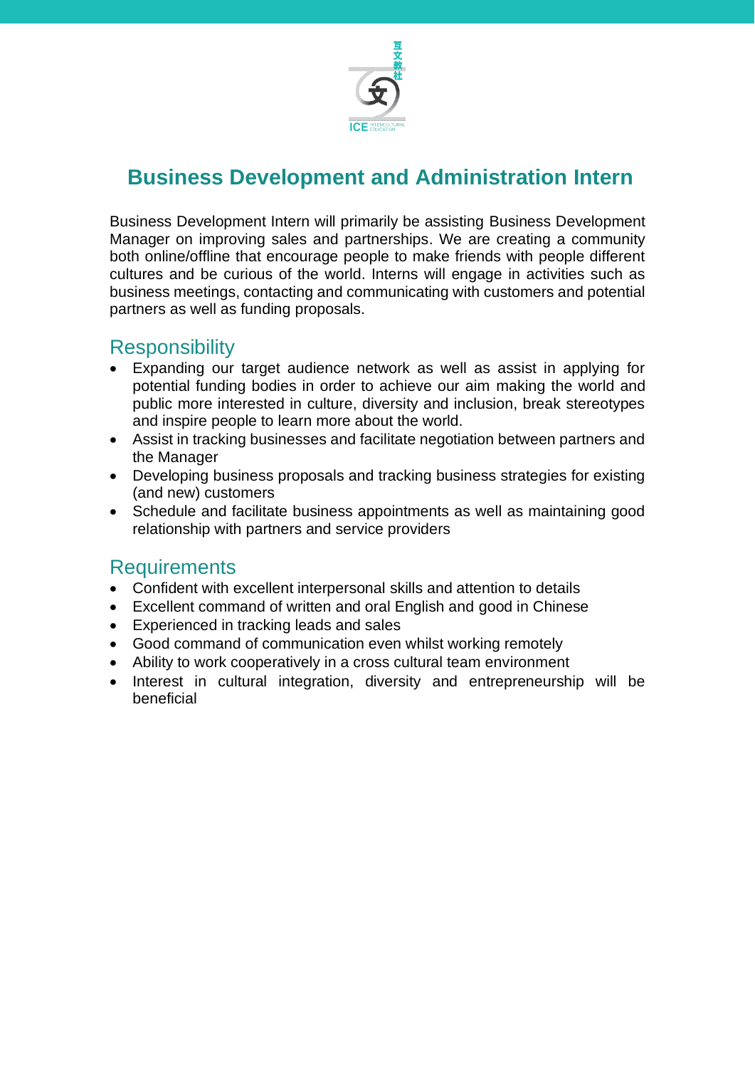# Business Development and Administration Intern

Business Development Intern will primarily be assisting Business Development Manager on improving sales and partnerships. We are creating a community both online/offline that encourage people to make friends with people different cultures and be curious of the world. Interns will engage in activities such as business meetings, contacting and communicating with customers and potential partners as well as funding proposals.

## Responsibility

- Expanding our target audience network as well as assist in applying for potential funding bodies in order to achieve our aim making the world and public more interested in culture, diversity and inclusion, break stereotypes and inspire people to learn more about the world.
- Assist in tracking businesses and facilitate negotiation between partners and the Manager
- Developing business proposals and tracking business strategies for existing (and new) customers
- Schedule and facilitate business appointments as well as maintaining good relationship with partners and service providers

## Requirements

- Confident with excellent interpersonal skills and attention to details
- Excellent command of written and oral English and good in Chinese
- Experienced in tracking leads and sales
- Good command of communication even whilst working remotely
- Ability to work cooperatively in a cross cultural team environment
- Interest in cultural integration, diversity and entrepreneurship will be beneficial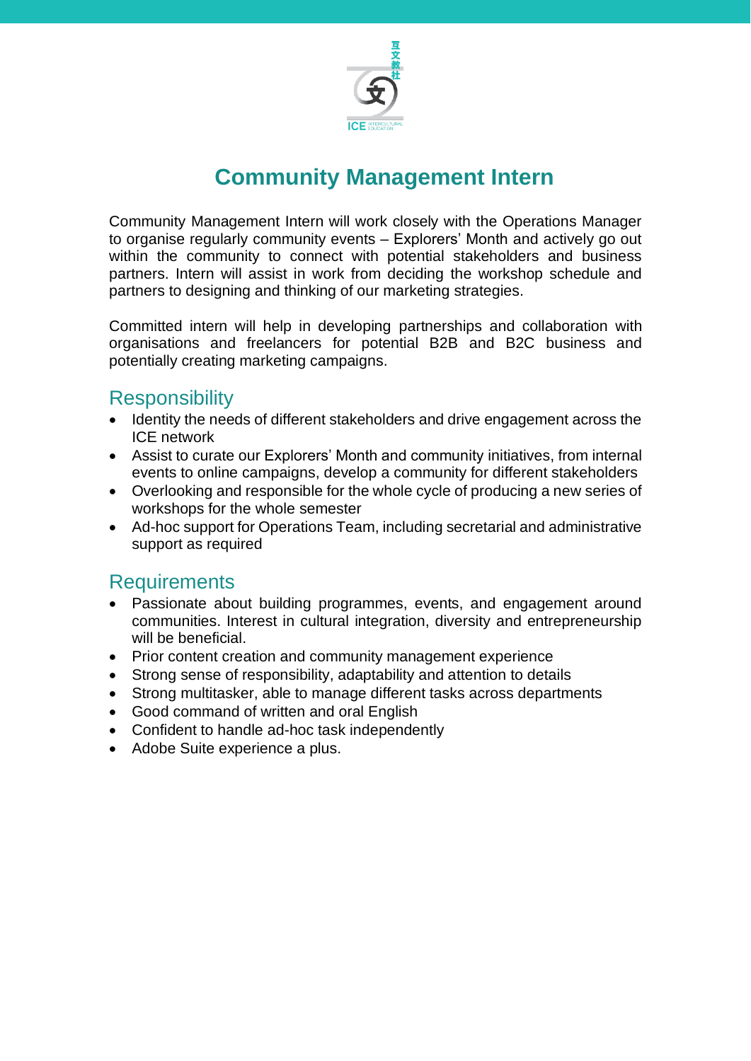# Community Management Intern

Community Management Intern will work closely with the Operations Manager to organise regularly community events – Explorers' Month and actively go out within the community to connect with potential stakeholders and business partners. Intern will assist in work from deciding the workshop schedule and partners to designing and thinking of our marketing strategies.

Committed intern will help in developing partnerships and collaboration with organisations and freelancers for potential B2B and B2C business and potentially creating marketing campaigns.

## Responsibility

- Identity the needs of different stakeholders and drive engagement across the ICE network
- Assist to curate our Explorers' Month and community initiatives, from internal events to online campaigns, develop a community for different stakeholders
- Overlooking and responsible for the whole cycle of producing a new series of workshops for the whole semester
- Ad-hoc support for Operations Team, including secretarial and administrative support as required

## Requirements

- Passionate about building programmes, events, and engagement around communities. Interest in cultural integration, diversity and entrepreneurship will be beneficial.
- Prior content creation and community management experience
- Strong sense of responsibility, adaptability and attention to details
- Strong multitasker, able to manage different tasks across departments
- Good command of written and oral English
- Confident to handle ad-hoc task independently
- Adobe Suite experience a plus.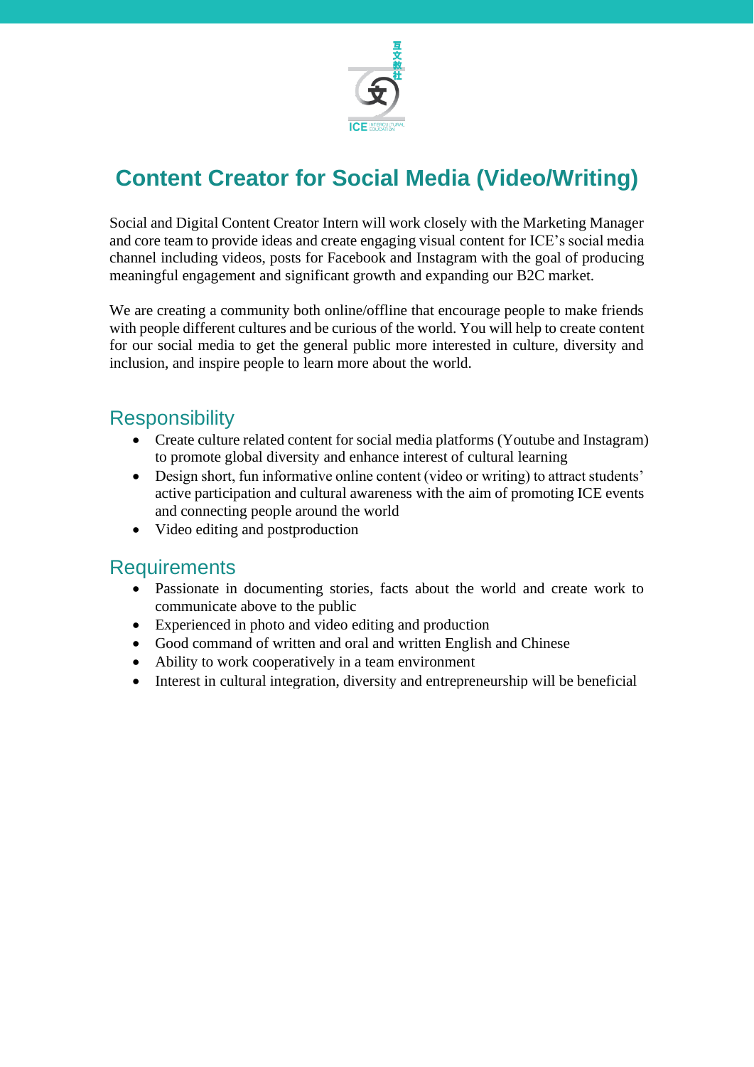# Content Creator for Social Media (Video/Writing)

Social and Digital Content Creator Intern will work closely with the Marketing Manager and core team to provide ideas and create engaging visual content for ICE's social media channel including videos, posts for Facebook and Instagram with the goal of producing meaningful engagement and significant growth and expanding our B2C market.

We are creating a community both online/offline that encourage people to make friends with people different cultures and be curious of the world. You will help to create content for our social media to get the general public more interested in culture, diversity and inclusion, and inspire people to learn more about the world.

## Responsibility

- Create culture related content for social media platforms (Youtube and Instagram) to promote global diversity and enhance interest of cultural learning
- Design short, fun informative online content (video or writing) to attract students' active participation and cultural awareness with the aim of promoting ICE events and connecting people around the world
- Video editing and postproduction

## Requirements

- Passionate in documenting stories, facts about the world and create work to communicate above to the public
- Experienced in photo and video editing and production
- Good command of written and oral and written English and Chinese
- Ability to work cooperatively in a team environment
- Interest in cultural integration, diversity and entrepreneurship will be beneficial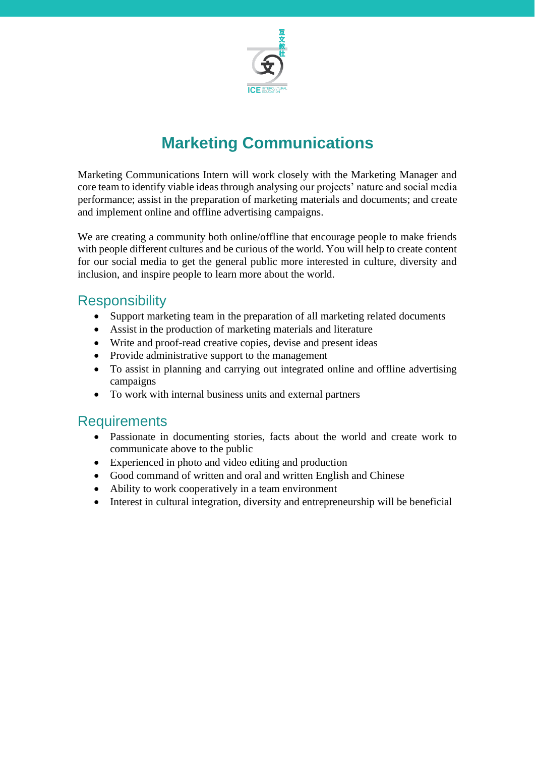# Marketing Communications

Marketing Communications Intern will work closely with the Marketing Manager and core team to identify viable ideas through analysing our projects' nature and social media performance; assist in the preparation of marketing materials and documents; and create and implement online and offline advertising campaigns.

We are creating a community both online/offline that encourage people to make friends with people different cultures and be curious of the world. You will help to create content for our social media to get the general public more interested in culture, diversity and inclusion, and inspire people to learn more about the world.

## Responsibility

- Support marketing team in the preparation of all marketing related documents
- Assist in the production of marketing materials and literature
- Write and proof-read creative copies, devise and present ideas
- Provide administrative support to the management
- To assist in planning and carrying out integrated online and offline advertising campaigns
- To work with internal business units and external partners

## Requirements

- Passionate in documenting stories, facts about the world and create work to communicate above to the public
- Experienced in photo and video editing and production
- Good command of written and oral and written English and Chinese
- Ability to work cooperatively in a team environment
- Interest in cultural integration, diversity and entrepreneurship will be beneficial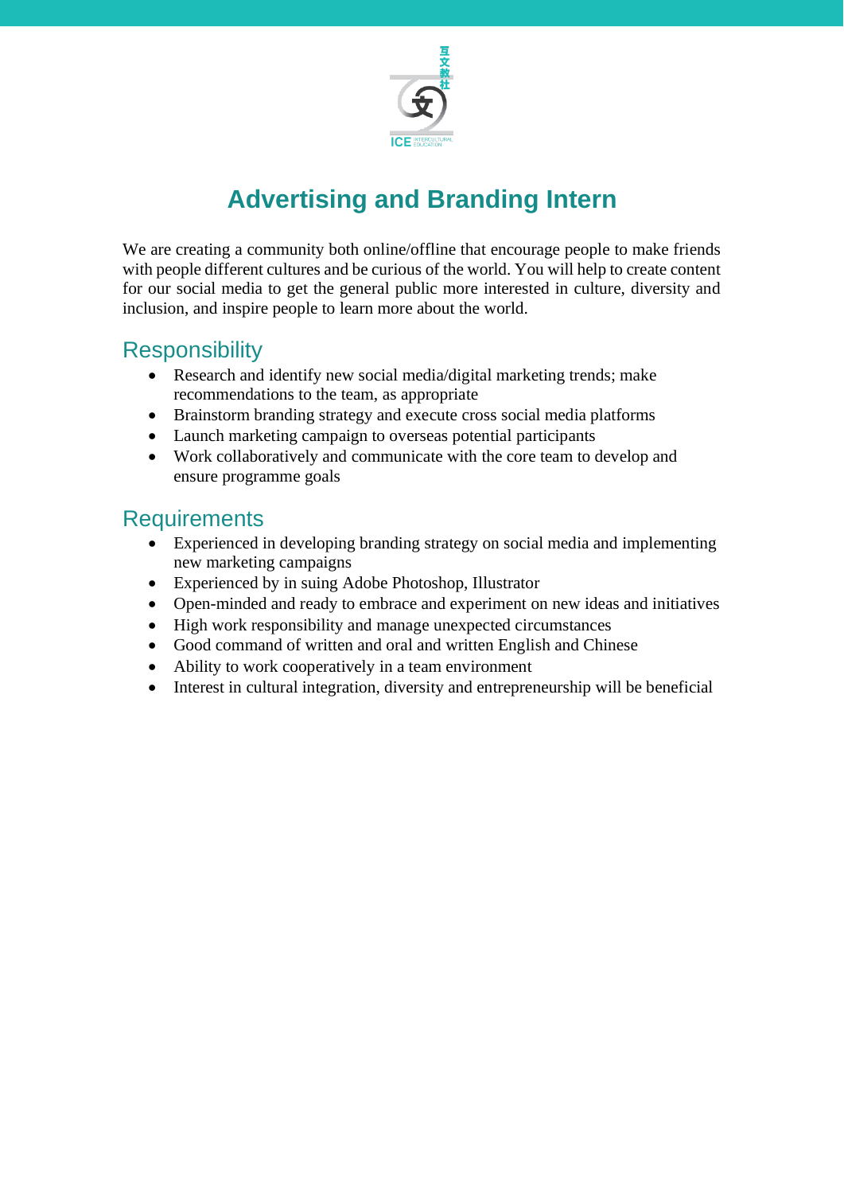# Advertising and Branding Intern

We are creating a community both online/offline that encourage people to make friends with people different cultures and be curious of the world. You will help to create content for our social media to get the general public more interested in culture, diversity and inclusion, and inspire people to learn more about the world.

## Responsibility

- Research and identify new social media/digital marketing trends; make recommendations to the team, as appropriate
- Brainstorm branding strategy and execute cross social media platforms
- Launch marketing campaign to overseas potential participants
- Work collaboratively and communicate with the core team to develop and ensure programme goals

## Requirements

- Experienced in developing branding strategy on social media and implementing new marketing campaigns
- Experienced by in suing Adobe Photoshop, Illustrator
- Open-minded and ready to embrace and experiment on new ideas and initiatives
- High work responsibility and manage unexpected circumstances
- Good command of written and oral and written English and Chinese
- Ability to work cooperatively in a team environment
- Interest in cultural integration, diversity and entrepreneurship will be beneficial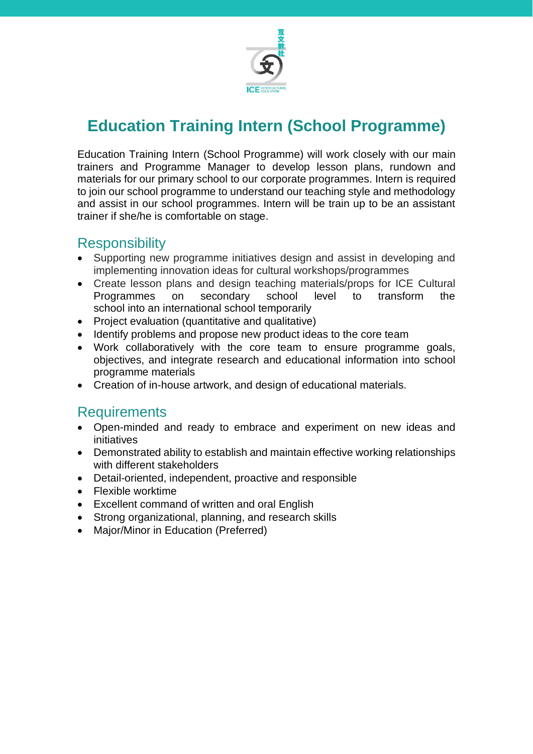# Education Training Intern (School Programme)

Education Training Intern (School Programme) will work closely with our main trainers and Programme Manager to develop lesson plans, rundown and materials for our primary school to our corporate programmes. Intern is required to join our school programme to understand our teaching style and methodology and assist in our school programmes. Intern will be train up to be an assistant trainer if she/he is comfortable on stage.

## Responsibility

- Supporting new programme initiatives design and assist in developing and implementing innovation ideas for cultural workshops/programmes
- Create lesson plans and design teaching materials/props for ICE Cultural Programmes on secondary school level to transform the school into an international school temporarily
- Project evaluation (quantitative and qualitative)
- Identify problems and propose new product ideas to the core team
- Work collaboratively with the core team to ensure programme goals, objectives, and integrate research and educational information into school programme materials
- Creation of in-house artwork, and design of educational materials.

## Requirements

- Open-minded and ready to embrace and experiment on new ideas and initiatives
- Demonstrated ability to establish and maintain effective working relationships with different stakeholders
- Detail-oriented, independent, proactive and responsible
- Flexible worktime
- Excellent command of written and oral English
- Strong organizational, planning, and research skills
- Major/Minor in Education (Preferred)